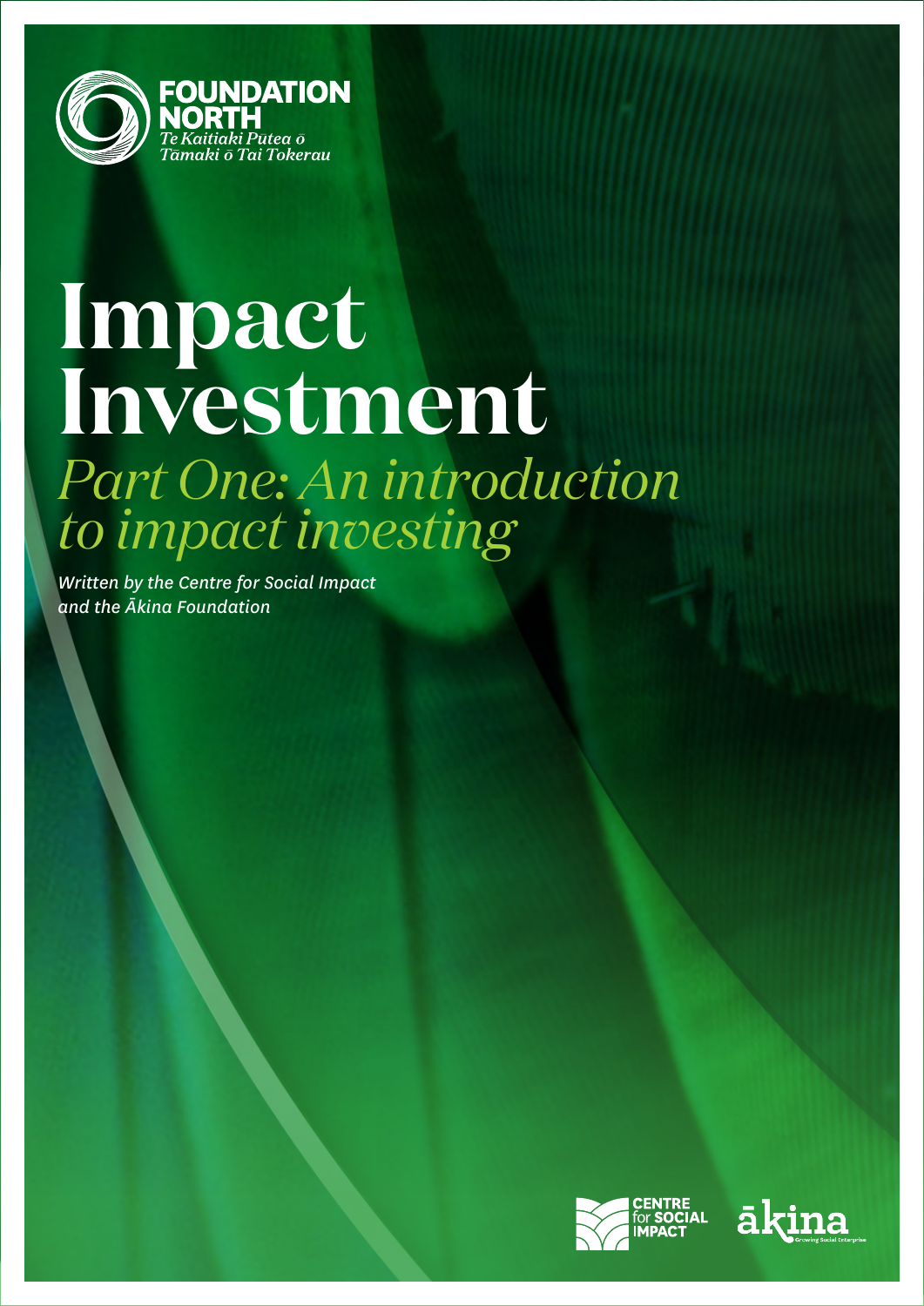FOUNDATION NORTH

*Te Kaitiaki Pūtea ō Tāmaki ō Tai Tokerau*

# Impact Investment

## *Part One: An introduction to impact investing*

*Written by the Centre for Social Impact and the Ākina Foundation*

CENTRE for SOCIAL IMPACT

ākina Growing Social Enterprise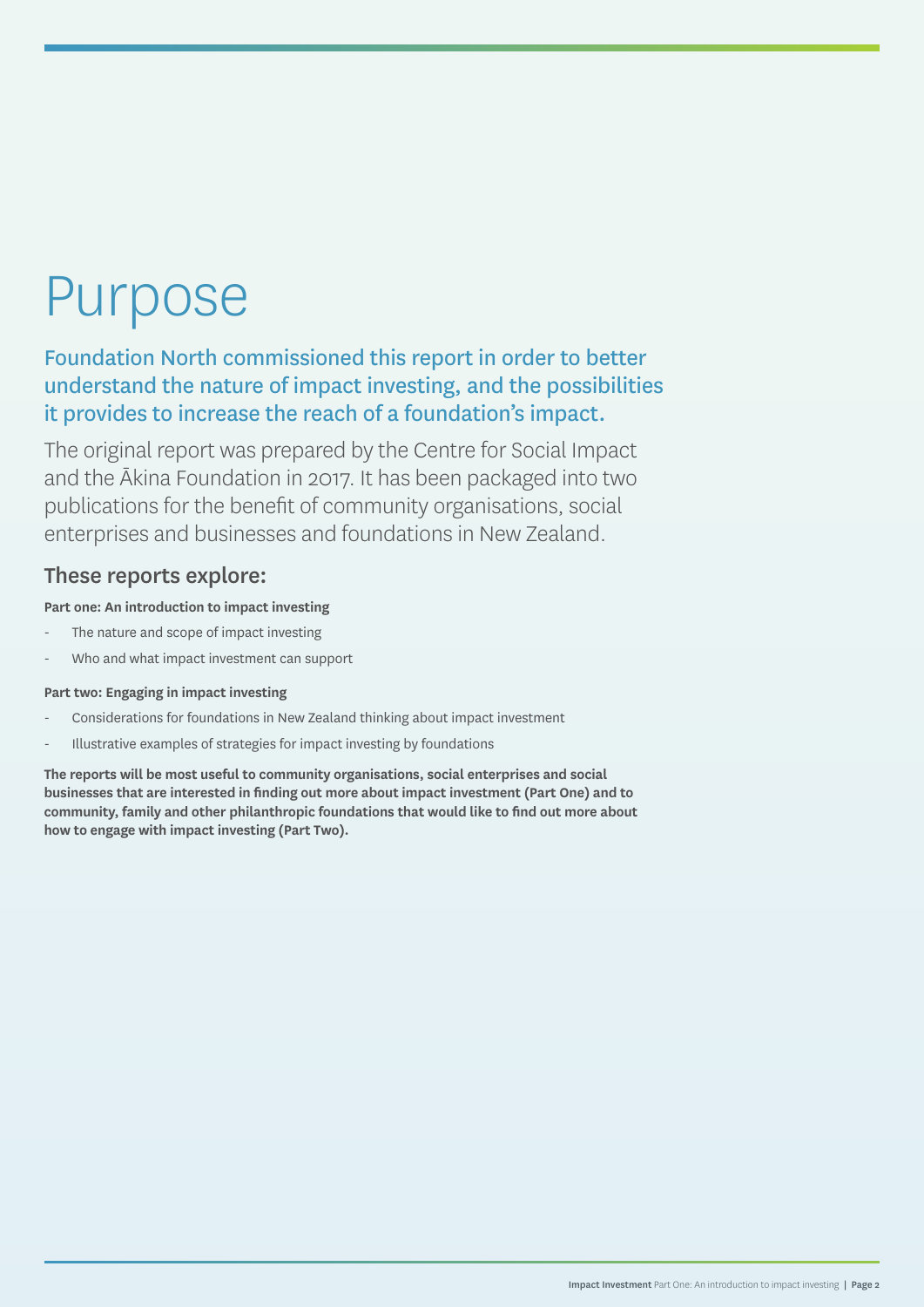# Purpose

## Foundation North commissioned this report in order to better understand the nature of impact investing, and the possibilities it provides to increase the reach of a foundation's impact.

The original report was prepared by the Centre for Social Impact and the Ākina Foundation in 2017. It has been packaged into two publications for the benefit of community organisations, social enterprises and businesses and foundations in New Zealand.

### These reports explore:

**Part one: An introduction to impact investing**

- The nature and scope of impact investing
- Who and what impact investment can support

**Part two: Engaging in impact investing**

- Considerations for foundations in New Zealand thinking about impact investment
- Illustrative examples of strategies for impact investing by foundations

**The reports will be most useful to community organisations, social enterprises and social businesses that are interested in finding out more about impact investment (Part One) and to community, family and other philanthropic foundations that would like to find out more about how to engage with impact investing (Part Two).**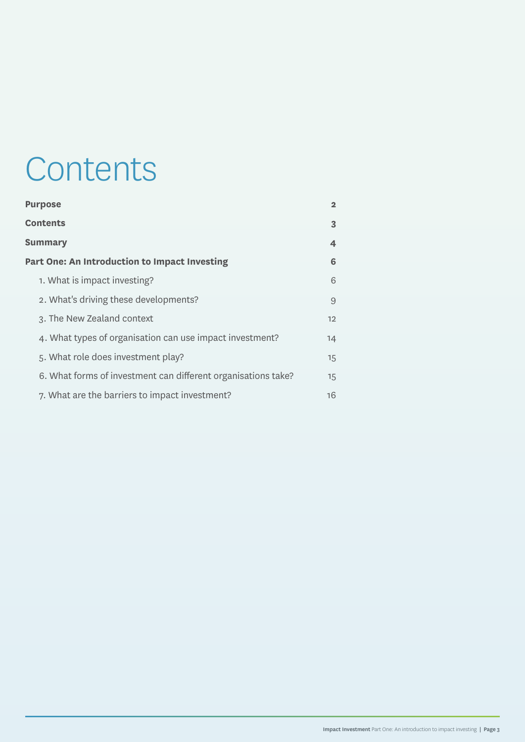# Contents

| | |
|---|---|
| **Purpose** | **2** |
| **Contents** | **3** |
| **Summary** | **4** |
| **Part One: An Introduction to Impact Investing** | **6** |
| 1. What is impact investing? | 6 |
| 2. What's driving these developments? | 9 |
| 3. The New Zealand context | 12 |
| 4. What types of organisation can use impact investment? | 14 |
| 5. What role does investment play? | 15 |
| 6. What forms of investment can different organisations take? | 15 |
| 7. What are the barriers to impact investment? | 16 |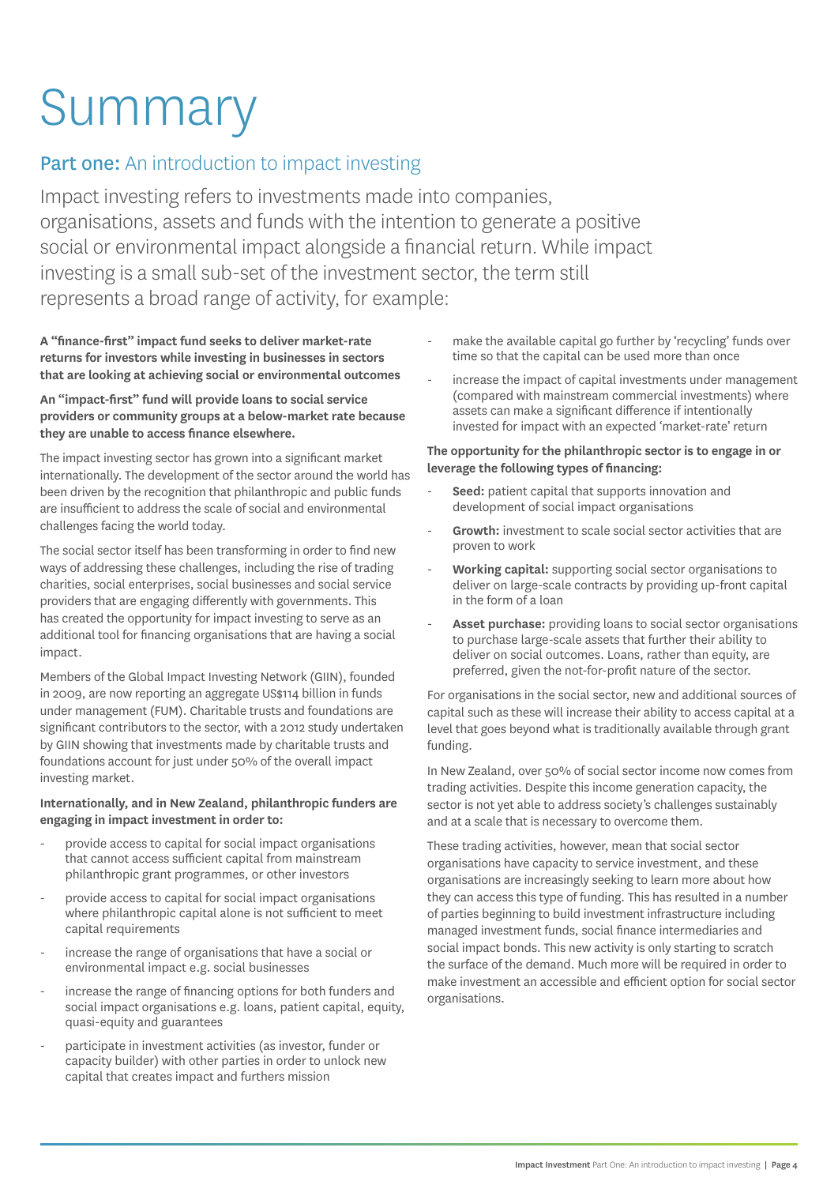# Summary

## Part one: An introduction to impact investing

Impact investing refers to investments made into companies, organisations, assets and funds with the intention to generate a positive social or environmental impact alongside a financial return. While impact investing is a small sub-set of the investment sector, the term still represents a broad range of activity, for example:

**A "finance-first" impact fund seeks to deliver market-rate returns for investors while investing in businesses in sectors that are looking at achieving social or environmental outcomes**

**An "impact-first" fund will provide loans to social service providers or community groups at a below-market rate because they are unable to access finance elsewhere.**

The impact investing sector has grown into a significant market internationally. The development of the sector around the world has been driven by the recognition that philanthropic and public funds are insufficient to address the scale of social and environmental challenges facing the world today.

The social sector itself has been transforming in order to find new ways of addressing these challenges, including the rise of trading charities, social enterprises, social businesses and social service providers that are engaging differently with governments. This has created the opportunity for impact investing to serve as an additional tool for financing organisations that are having a social impact.

Members of the Global Impact Investing Network (GIIN), founded in 2009, are now reporting an aggregate US$114 billion in funds under management (FUM). Charitable trusts and foundations are significant contributors to the sector, with a 2012 study undertaken by GIIN showing that investments made by charitable trusts and foundations account for just under 50% of the overall impact investing market.

**Internationally, and in New Zealand, philanthropic funders are engaging in impact investment in order to:**

- provide access to capital for social impact organisations that cannot access sufficient capital from mainstream philanthropic grant programmes, or other investors
- provide access to capital for social impact organisations where philanthropic capital alone is not sufficient to meet capital requirements
- increase the range of organisations that have a social or environmental impact e.g. social businesses
- increase the range of financing options for both funders and social impact organisations e.g. loans, patient capital, equity, quasi-equity and guarantees
- participate in investment activities (as investor, funder or capacity builder) with other parties in order to unlock new capital that creates impact and furthers mission
- make the available capital go further by 'recycling' funds over time so that the capital can be used more than once
- increase the impact of capital investments under management (compared with mainstream commercial investments) where assets can make a significant difference if intentionally invested for impact with an expected 'market-rate' return

**The opportunity for the philanthropic sector is to engage in or leverage the following types of financing:**

- **Seed:** patient capital that supports innovation and development of social impact organisations
- **Growth:** investment to scale social sector activities that are proven to work
- **Working capital:** supporting social sector organisations to deliver on large-scale contracts by providing up-front capital in the form of a loan
- **Asset purchase:** providing loans to social sector organisations to purchase large-scale assets that further their ability to deliver on social outcomes. Loans, rather than equity, are preferred, given the not-for-profit nature of the sector.

For organisations in the social sector, new and additional sources of capital such as these will increase their ability to access capital at a level that goes beyond what is traditionally available through grant funding.

In New Zealand, over 50% of social sector income now comes from trading activities. Despite this income generation capacity, the sector is not yet able to address society's challenges sustainably and at a scale that is necessary to overcome them.

These trading activities, however, mean that social sector organisations have capacity to service investment, and these organisations are increasingly seeking to learn more about how they can access this type of funding. This has resulted in a number of parties beginning to build investment infrastructure including managed investment funds, social finance intermediaries and social impact bonds. This new activity is only starting to scratch the surface of the demand. Much more will be required in order to make investment an accessible and efficient option for social sector organisations.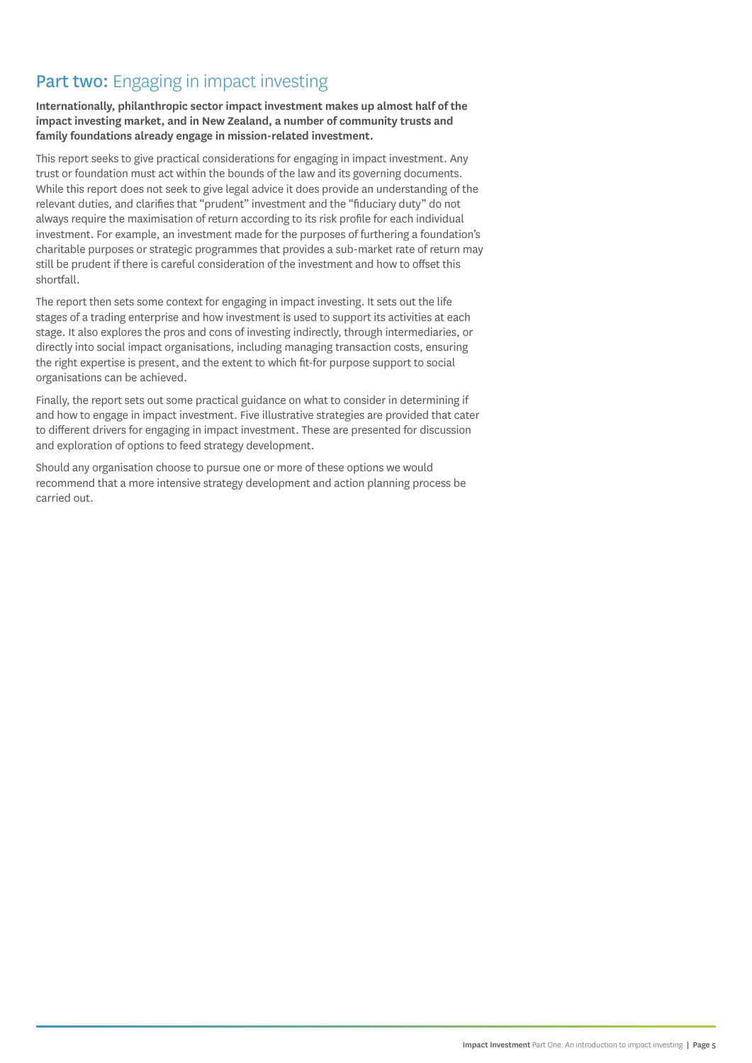## Part two: Engaging in impact investing

**Internationally, philanthropic sector impact investment makes up almost half of the impact investing market, and in New Zealand, a number of community trusts and family foundations already engage in mission-related investment.**

This report seeks to give practical considerations for engaging in impact investment. Any trust or foundation must act within the bounds of the law and its governing documents. While this report does not seek to give legal advice it does provide an understanding of the relevant duties, and clarifies that "prudent" investment and the "fiduciary duty" do not always require the maximisation of return according to its risk profile for each individual investment. For example, an investment made for the purposes of furthering a foundation's charitable purposes or strategic programmes that provides a sub-market rate of return may still be prudent if there is careful consideration of the investment and how to offset this shortfall.

The report then sets some context for engaging in impact investing. It sets out the life stages of a trading enterprise and how investment is used to support its activities at each stage. It also explores the pros and cons of investing indirectly, through intermediaries, or directly into social impact organisations, including managing transaction costs, ensuring the right expertise is present, and the extent to which fit-for purpose support to social organisations can be achieved.

Finally, the report sets out some practical guidance on what to consider in determining if and how to engage in impact investment. Five illustrative strategies are provided that cater to different drivers for engaging in impact investment. These are presented for discussion and exploration of options to feed strategy development.

Should any organisation choose to pursue one or more of these options we would recommend that a more intensive strategy development and action planning process be carried out.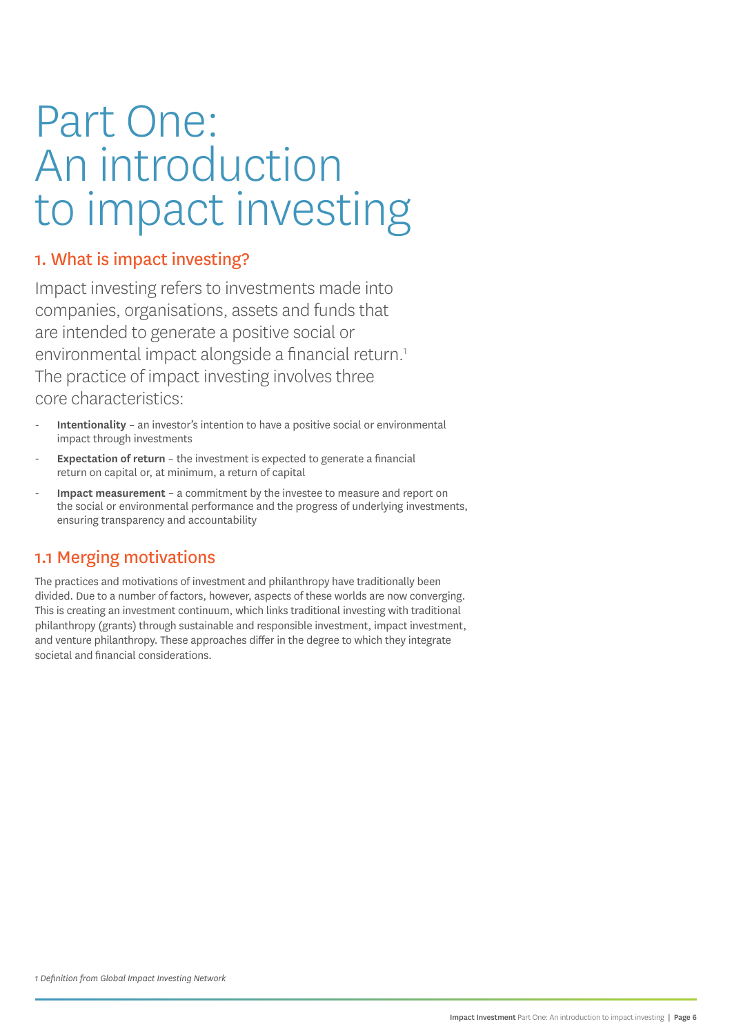# Part One: An introduction to impact investing

## 1. What is impact investing?

Impact investing refers to investments made into companies, organisations, assets and funds that are intended to generate a positive social or environmental impact alongside a financial return.[1] The practice of impact investing involves three core characteristics:

- **Intentionality** – an investor's intention to have a positive social or environmental impact through investments
- **Expectation of return** – the investment is expected to generate a financial return on capital or, at minimum, a return of capital
- **Impact measurement** – a commitment by the investee to measure and report on the social or environmental performance and the progress of underlying investments, ensuring transparency and accountability

## 1.1 Merging motivations

The practices and motivations of investment and philanthropy have traditionally been divided. Due to a number of factors, however, aspects of these worlds are now converging. This is creating an investment continuum, which links traditional investing with traditional philanthropy (grants) through sustainable and responsible investment, impact investment, and venture philanthropy. These approaches differ in the degree to which they integrate societal and financial considerations.

*1 Definition from Global Impact Investing Network*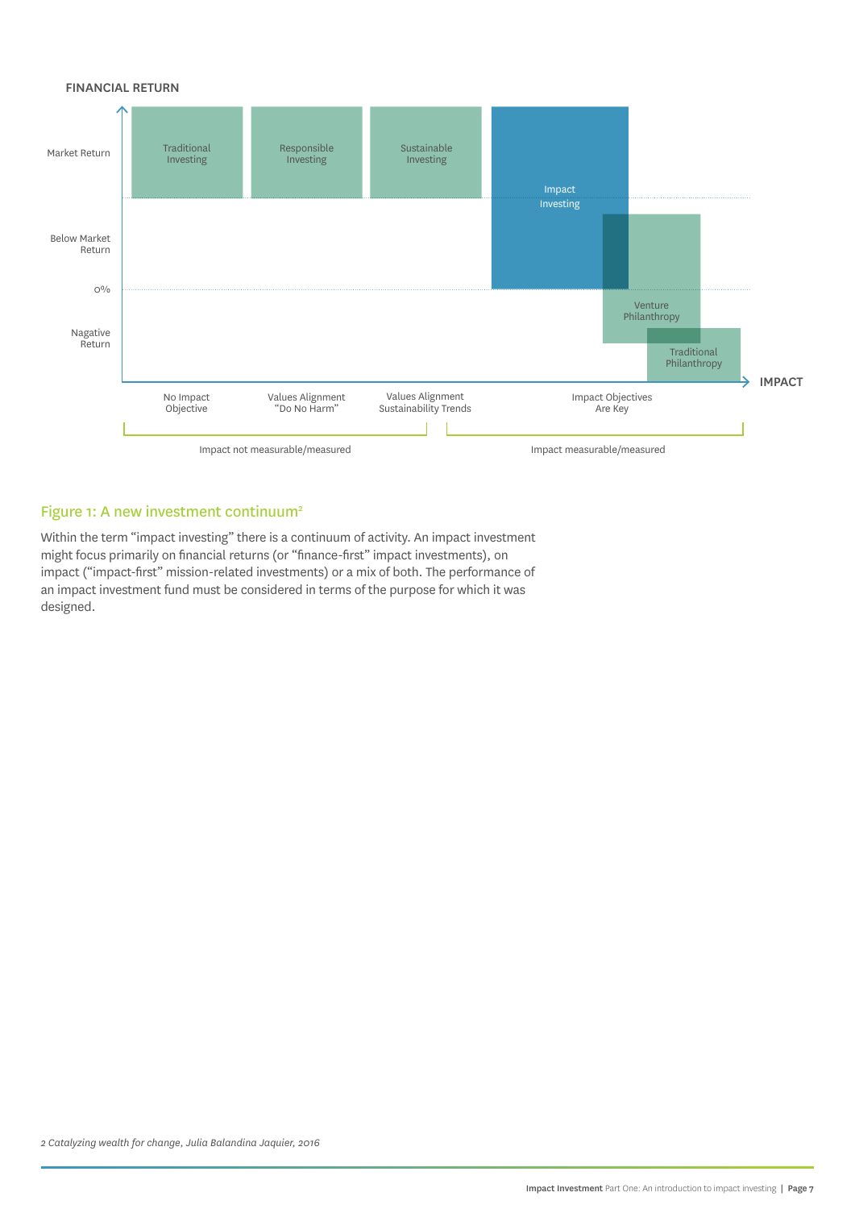FINANCIAL RETURN

| | No Impact Objective | Values Alignment "Do No Harm" | Values Alignment Sustainability Trends | Impact Objectives Are Key |
|---|---|---|---|---|
| Market Return | Traditional Investing | Responsible Investing | Sustainable Investing | Impact Investing |
| Below Market Return | | | | Impact Investing / Venture Philanthropy |
| 0% | | | | Venture Philanthropy |
| Nagative Return | | | | Traditional Philanthropy |

IMPACT

Impact not measurable/measured — Impact measurable/measured

## Figure 1: A new investment continuum[2]

Within the term "impact investing" there is a continuum of activity. An impact investment might focus primarily on financial returns (or "finance-first" impact investments), on impact ("impact-first" mission-related investments) or a mix of both. The performance of an impact investment fund must be considered in terms of the purpose for which it was designed.

*2 Catalyzing wealth for change, Julia Balandina Jaquier, 2016*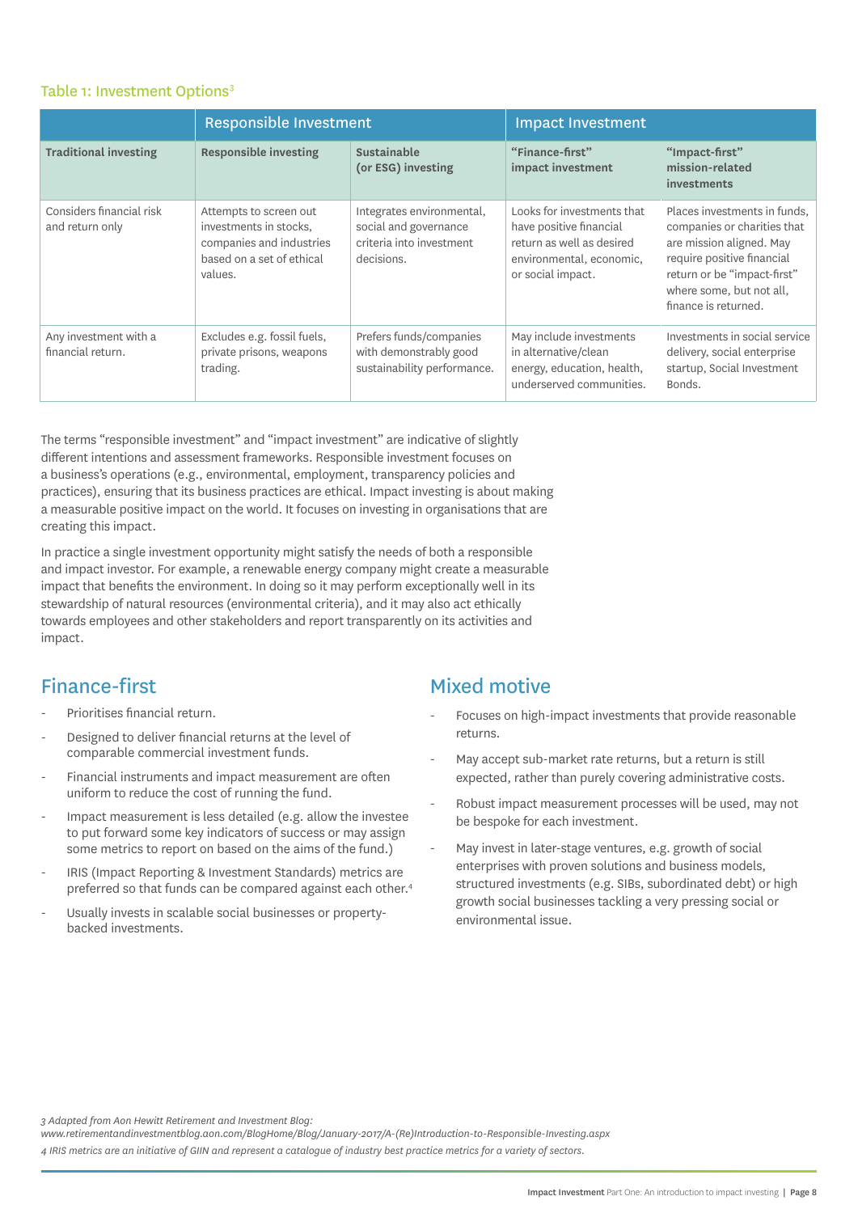Table 1: Investment Options[3]

| | Responsible Investment | | Impact Investment | |
|---|---|---|---|---|
| **Traditional investing** | **Responsible investing** | **Sustainable (or ESG) investing** | **"Finance-first" impact investment** | **"Impact-first" mission-related investments** |
| Considers financial risk and return only | Attempts to screen out investments in stocks, companies and industries based on a set of ethical values. | Integrates environmental, social and governance criteria into investment decisions. | Looks for investments that have positive financial return as well as desired environmental, economic, or social impact. | Places investments in funds, companies or charities that are mission aligned. May require positive financial return or be "impact-first" where some, but not all, finance is returned. |
| Any investment with a financial return. | Excludes e.g. fossil fuels, private prisons, weapons trading. | Prefers funds/companies with demonstrably good sustainability performance. | May include investments in alternative/clean energy, education, health, underserved communities. | Investments in social service delivery, social enterprise startup, Social Investment Bonds. |

The terms "responsible investment" and "impact investment" are indicative of slightly different intentions and assessment frameworks. Responsible investment focuses on a business's operations (e.g., environmental, employment, transparency policies and practices), ensuring that its business practices are ethical. Impact investing is about making a measurable positive impact on the world. It focuses on investing in organisations that are creating this impact.

In practice a single investment opportunity might satisfy the needs of both a responsible and impact investor. For example, a renewable energy company might create a measurable impact that benefits the environment. In doing so it may perform exceptionally well in its stewardship of natural resources (environmental criteria), and it may also act ethically towards employees and other stakeholders and report transparently on its activities and impact.

## Finance-first

- Prioritises financial return.
- Designed to deliver financial returns at the level of comparable commercial investment funds.
- Financial instruments and impact measurement are often uniform to reduce the cost of running the fund.
- Impact measurement is less detailed (e.g. allow the investee to put forward some key indicators of success or may assign some metrics to report on based on the aims of the fund.)
- IRIS (Impact Reporting & Investment Standards) metrics are preferred so that funds can be compared against each other.[4]
- Usually invests in scalable social businesses or property-backed investments.

## Mixed motive

- Focuses on high-impact investments that provide reasonable returns.
- May accept sub-market rate returns, but a return is still expected, rather than purely covering administrative costs.
- Robust impact measurement processes will be used, may not be bespoke for each investment.
- May invest in later-stage ventures, e.g. growth of social enterprises with proven solutions and business models, structured investments (e.g. SIBs, subordinated debt) or high growth social businesses tackling a very pressing social or environmental issue.

*3 Adapted from Aon Hewitt Retirement and Investment Blog: www.retirementandinvestmentblog.aon.com/BlogHome/Blog/January-2017/A-(Re)Introduction-to-Responsible-Investing.aspx*

*4 IRIS metrics are an initiative of GIIN and represent a catalogue of industry best practice metrics for a variety of sectors.*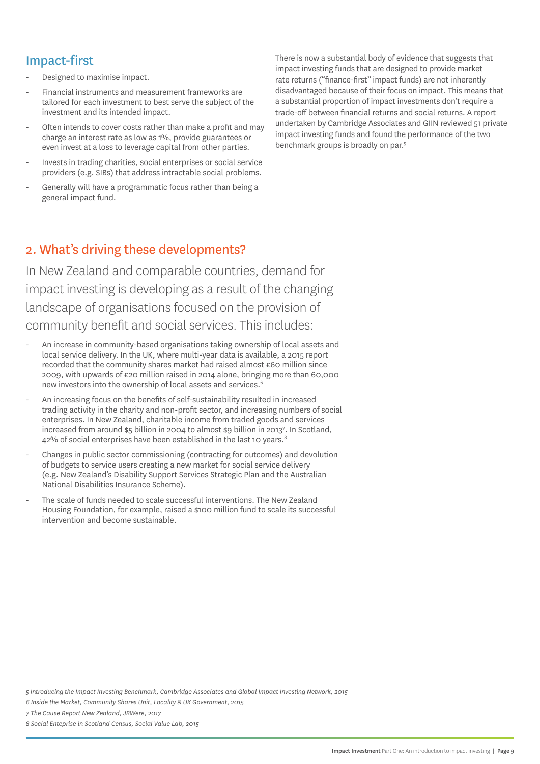### Impact-first

- Designed to maximise impact.
- Financial instruments and measurement frameworks are tailored for each investment to best serve the subject of the investment and its intended impact.
- Often intends to cover costs rather than make a profit and may charge an interest rate as low as 1%, provide guarantees or even invest at a loss to leverage capital from other parties.
- Invests in trading charities, social enterprises or social service providers (e.g. SIBs) that address intractable social problems.
- Generally will have a programmatic focus rather than being a general impact fund.

There is now a substantial body of evidence that suggests that impact investing funds that are designed to provide market rate returns ("finance-first" impact funds) are not inherently disadvantaged because of their focus on impact. This means that a substantial proportion of impact investments don't require a trade-off between financial returns and social returns. A report undertaken by Cambridge Associates and GIIN reviewed 51 private impact investing funds and found the performance of the two benchmark groups is broadly on par.[5]

## 2. What's driving these developments?

In New Zealand and comparable countries, demand for impact investing is developing as a result of the changing landscape of organisations focused on the provision of community benefit and social services. This includes:

- An increase in community-based organisations taking ownership of local assets and local service delivery. In the UK, where multi-year data is available, a 2015 report recorded that the community shares market had raised almost £60 million since 2009, with upwards of £20 million raised in 2014 alone, bringing more than 60,000 new investors into the ownership of local assets and services.[6]
- An increasing focus on the benefits of self-sustainability resulted in increased trading activity in the charity and non-profit sector, and increasing numbers of social enterprises. In New Zealand, charitable income from traded goods and services increased from around $5 billion in 2004 to almost $9 billion in 2013[7]. In Scotland, 42% of social enterprises have been established in the last 10 years.[8]
- Changes in public sector commissioning (contracting for outcomes) and devolution of budgets to service users creating a new market for social service delivery (e.g. New Zealand's Disability Support Services Strategic Plan and the Australian National Disabilities Insurance Scheme).
- The scale of funds needed to scale successful interventions. The New Zealand Housing Foundation, for example, raised a $100 million fund to scale its successful intervention and become sustainable.

*5 Introducing the Impact Investing Benchmark, Cambridge Associates and Global Impact Investing Network, 2015*

*6 Inside the Market, Community Shares Unit, Locality & UK Government, 2015*

*7 The Cause Report New Zealand, JBWere, 2017*

*8 Social Enteprise in Scotland Census, Social Value Lab, 2015*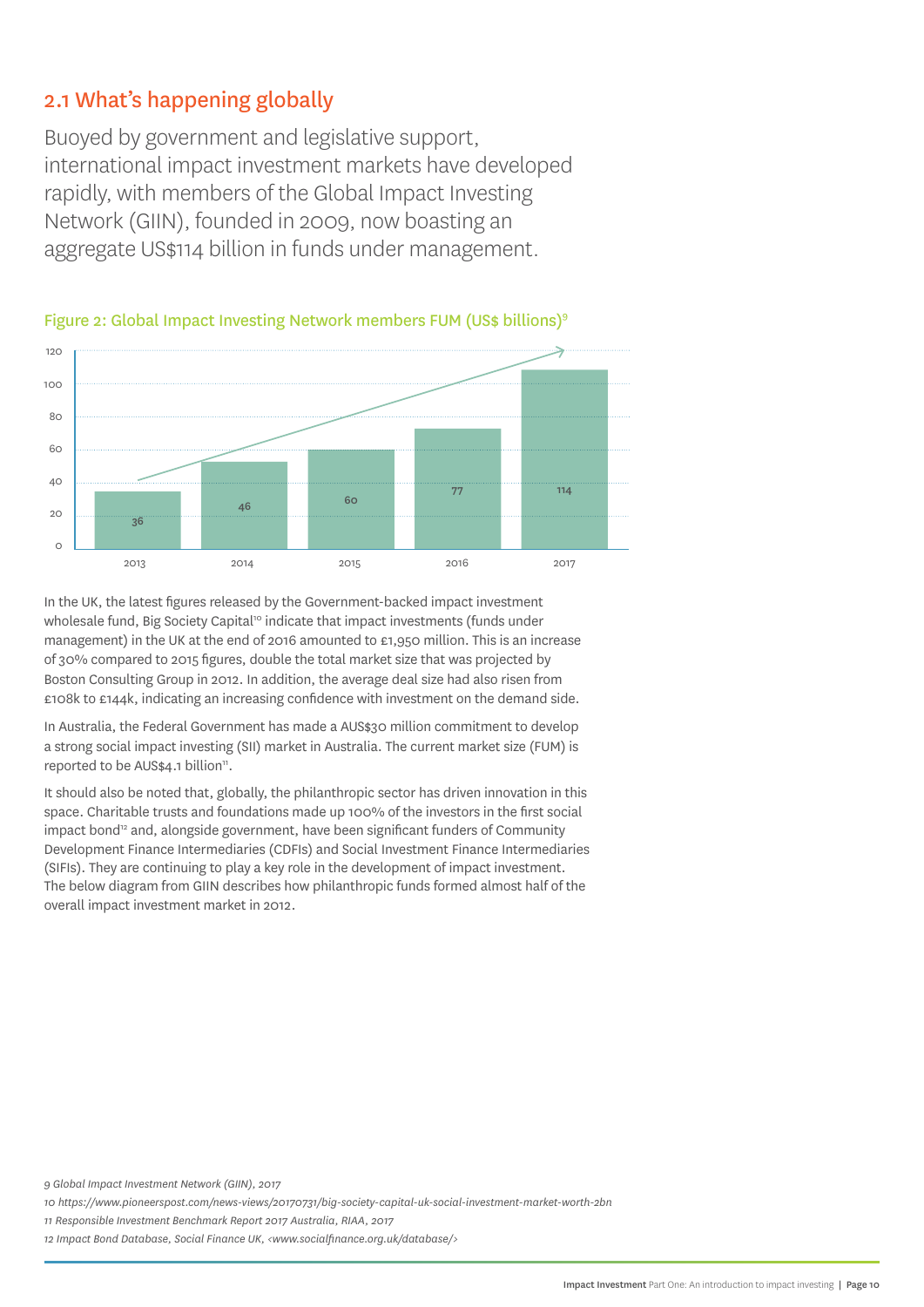## 2.1 What's happening globally

Buoyed by government and legislative support, international impact investment markets have developed rapidly, with members of the Global Impact Investing Network (GIIN), founded in 2009, now boasting an aggregate US$114 billion in funds under management.

Figure 2: Global Impact Investing Network members FUM (US$ billions)[9]

| Year | FUM (US$ billions) |
|---|---|
| 2013 | 36 |
| 2014 | 46 |
| 2015 | 60 |
| 2016 | 77 |
| 2017 | 114 |

In the UK, the latest figures released by the Government-backed impact investment wholesale fund, Big Society Capital[10] indicate that impact investments (funds under management) in the UK at the end of 2016 amounted to £1,950 million. This is an increase of 30% compared to 2015 figures, double the total market size that was projected by Boston Consulting Group in 2012. In addition, the average deal size had also risen from £108k to £144k, indicating an increasing confidence with investment on the demand side.

In Australia, the Federal Government has made a AUS$30 million commitment to develop a strong social impact investing (SII) market in Australia. The current market size (FUM) is reported to be AUS$4.1 billion[11].

It should also be noted that, globally, the philanthropic sector has driven innovation in this space. Charitable trusts and foundations made up 100% of the investors in the first social impact bond[12] and, alongside government, have been significant funders of Community Development Finance Intermediaries (CDFIs) and Social Investment Finance Intermediaries (SIFIs). They are continuing to play a key role in the development of impact investment. The below diagram from GIIN describes how philanthropic funds formed almost half of the overall impact investment market in 2012.

*9 Global Impact Investment Network (GIIN), 2017*

*10 https://www.pioneerspost.com/news-views/20170731/big-society-capital-uk-social-investment-market-worth-2bn*

*11 Responsible Investment Benchmark Report 2017 Australia, RIAA, 2017*

*12 Impact Bond Database, Social Finance UK, <www.socialfinance.org.uk/database/>*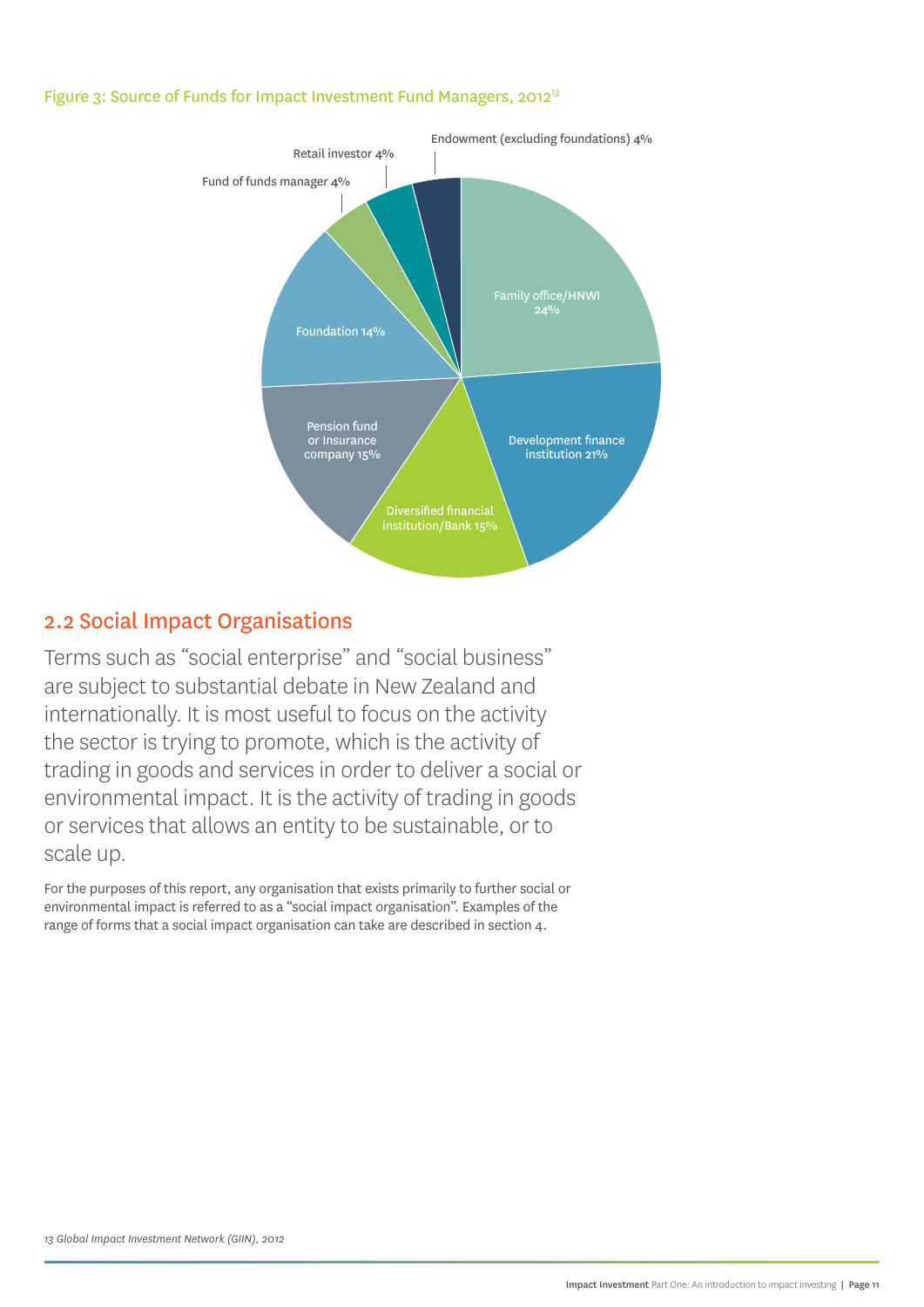Figure 3: Source of Funds for Impact Investment Fund Managers, 2012[13]

| Source | Share |
| --- | --- |
| Family office/HNWI | 24% |
| Development finance institution | 21% |
| Diversified financial institution/Bank | 15% |
| Pension fund or Insurance company | 15% |
| Foundation | 14% |
| Fund of funds manager | 4% |
| Retail investor | 4% |
| Endowment (excluding foundations) | 4% |

## 2.2 Social Impact Organisations

Terms such as "social enterprise" and "social business" are subject to substantial debate in New Zealand and internationally. It is most useful to focus on the activity the sector is trying to promote, which is the activity of trading in goods and services in order to deliver a social or environmental impact. It is the activity of trading in goods or services that allows an entity to be sustainable, or to scale up.

For the purposes of this report, any organisation that exists primarily to further social or environmental impact is referred to as a "social impact organisation". Examples of the range of forms that a social impact organisation can take are described in section 4.

*13 Global Impact Investment Network (GIIN), 2012*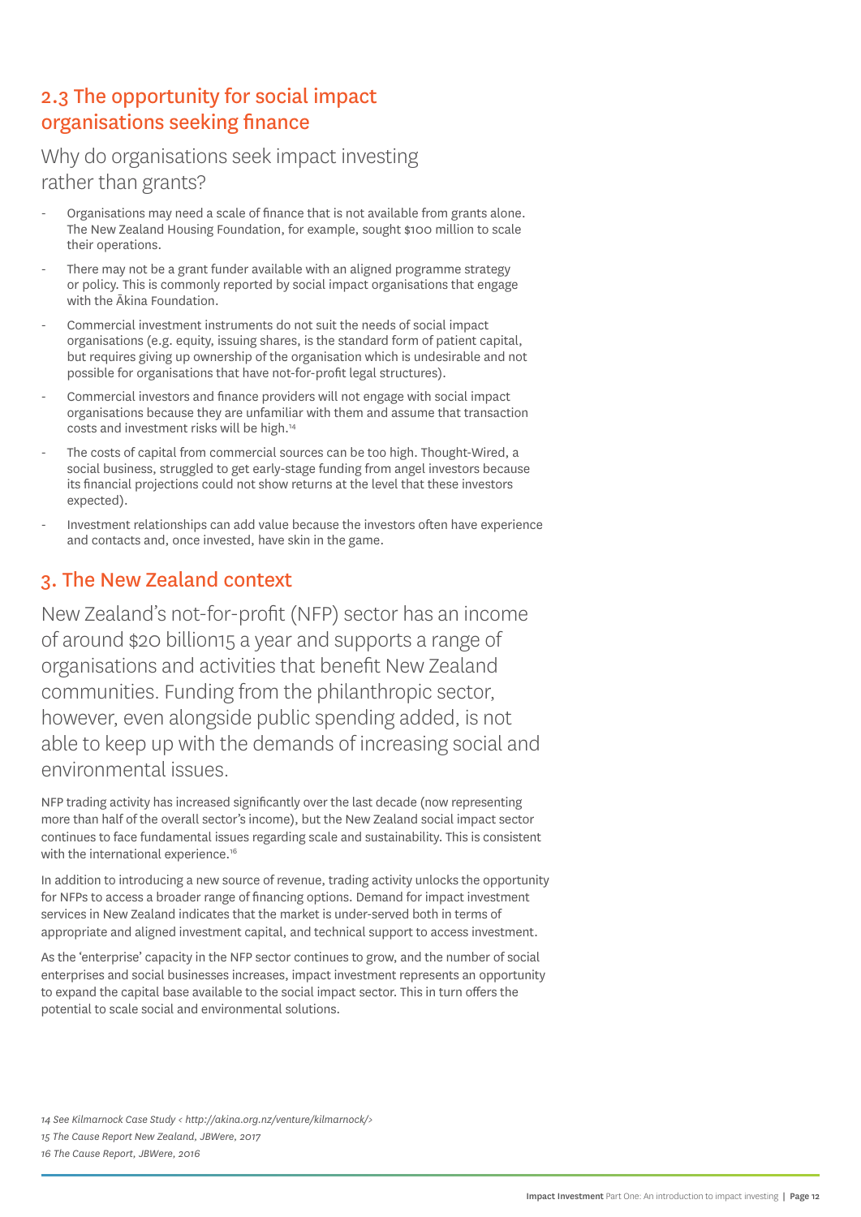## 2.3 The opportunity for social impact organisations seeking finance

### Why do organisations seek impact investing rather than grants?

- Organisations may need a scale of finance that is not available from grants alone. The New Zealand Housing Foundation, for example, sought $100 million to scale their operations.
- There may not be a grant funder available with an aligned programme strategy or policy. This is commonly reported by social impact organisations that engage with the Ākina Foundation.
- Commercial investment instruments do not suit the needs of social impact organisations (e.g. equity, issuing shares, is the standard form of patient capital, but requires giving up ownership of the organisation which is undesirable and not possible for organisations that have not-for-profit legal structures).
- Commercial investors and finance providers will not engage with social impact organisations because they are unfamiliar with them and assume that transaction costs and investment risks will be high.[14]
- The costs of capital from commercial sources can be too high. Thought-Wired, a social business, struggled to get early-stage funding from angel investors because its financial projections could not show returns at the level that these investors expected).
- Investment relationships can add value because the investors often have experience and contacts and, once invested, have skin in the game.

## 3. The New Zealand context

New Zealand's not-for-profit (NFP) sector has an income of around $20 billion[15] a year and supports a range of organisations and activities that benefit New Zealand communities. Funding from the philanthropic sector, however, even alongside public spending added, is not able to keep up with the demands of increasing social and environmental issues.

NFP trading activity has increased significantly over the last decade (now representing more than half of the overall sector's income), but the New Zealand social impact sector continues to face fundamental issues regarding scale and sustainability. This is consistent with the international experience.[16]

In addition to introducing a new source of revenue, trading activity unlocks the opportunity for NFPs to access a broader range of financing options. Demand for impact investment services in New Zealand indicates that the market is under-served both in terms of appropriate and aligned investment capital, and technical support to access investment.

As the 'enterprise' capacity in the NFP sector continues to grow, and the number of social enterprises and social businesses increases, impact investment represents an opportunity to expand the capital base available to the social impact sector. This in turn offers the potential to scale social and environmental solutions.

*14 See Kilmarnock Case Study < http://akina.org.nz/venture/kilmarnock/>*

*15 The Cause Report New Zealand, JBWere, 2017*

*16 The Cause Report, JBWere, 2016*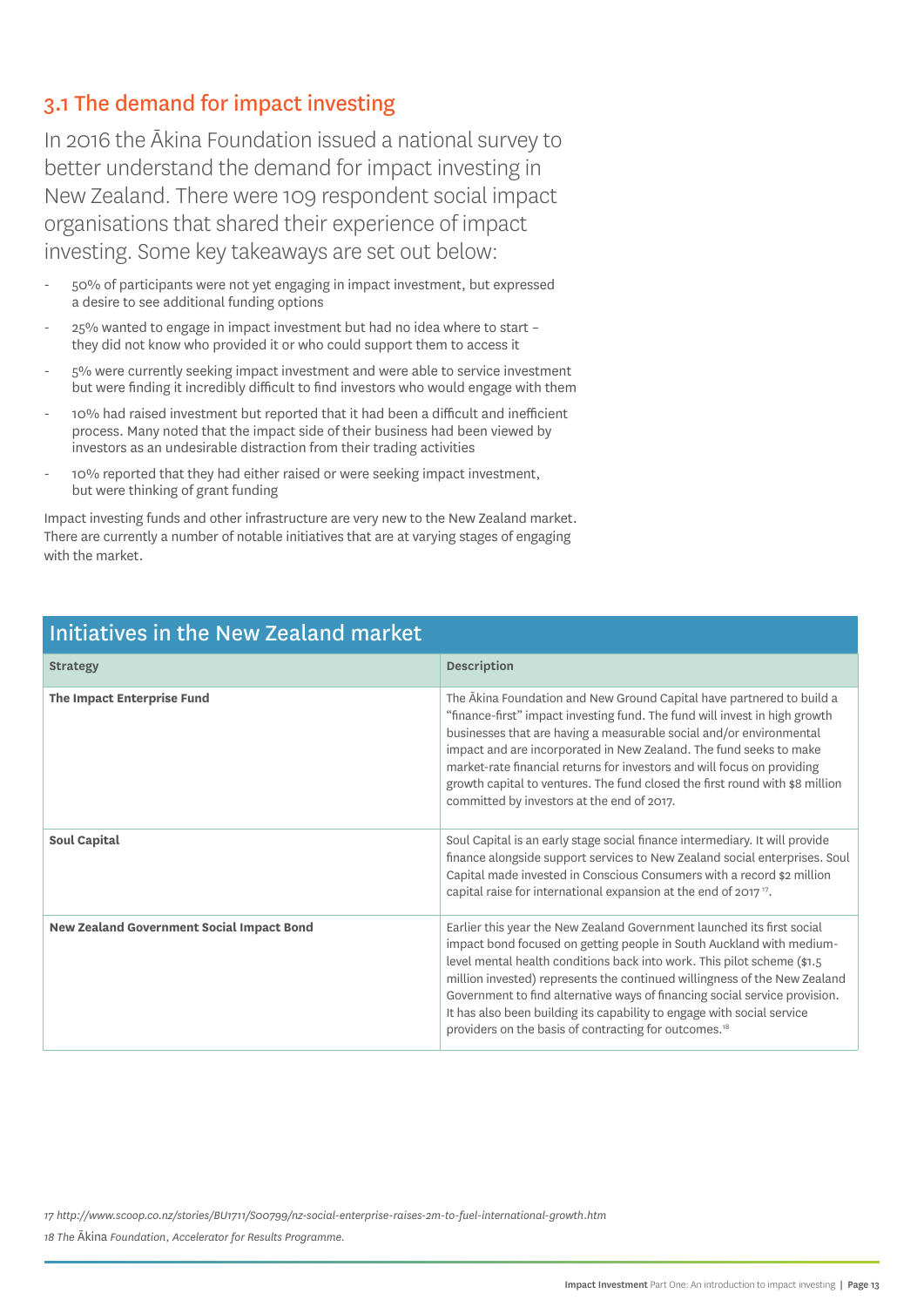## 3.1 The demand for impact investing

In 2016 the Ākina Foundation issued a national survey to better understand the demand for impact investing in New Zealand. There were 109 respondent social impact organisations that shared their experience of impact investing. Some key takeaways are set out below:

- 50% of participants were not yet engaging in impact investment, but expressed a desire to see additional funding options
- 25% wanted to engage in impact investment but had no idea where to start – they did not know who provided it or who could support them to access it
- 5% were currently seeking impact investment and were able to service investment but were finding it incredibly difficult to find investors who would engage with them
- 10% had raised investment but reported that it had been a difficult and inefficient process. Many noted that the impact side of their business had been viewed by investors as an undesirable distraction from their trading activities
- 10% reported that they had either raised or were seeking impact investment, but were thinking of grant funding

Impact investing funds and other infrastructure are very new to the New Zealand market. There are currently a number of notable initiatives that are at varying stages of engaging with the market.

### Initiatives in the New Zealand market

| Strategy | Description |
|---|---|
| **The Impact Enterprise Fund** | The Ākina Foundation and New Ground Capital have partnered to build a "finance-first" impact investing fund. The fund will invest in high growth businesses that are having a measurable social and/or environmental impact and are incorporated in New Zealand. The fund seeks to make market-rate financial returns for investors and will focus on providing growth capital to ventures. The fund closed the first round with $8 million committed by investors at the end of 2017. |
| **Soul Capital** | Soul Capital is an early stage social finance intermediary. It will provide finance alongside support services to New Zealand social enterprises. Soul Capital made invested in Conscious Consumers with a record $2 million capital raise for international expansion at the end of 2017 [17]. |
| **New Zealand Government Social Impact Bond** | Earlier this year the New Zealand Government launched its first social impact bond focused on getting people in South Auckland with medium-level mental health conditions back into work. This pilot scheme ($1.5 million invested) represents the continued willingness of the New Zealand Government to find alternative ways of financing social service provision. It has also been building its capability to engage with social service providers on the basis of contracting for outcomes.[18] |

*17 http://www.scoop.co.nz/stories/BU1711/S00799/nz-social-enterprise-raises-2m-to-fuel-international-growth.htm*

*18 The Ākina Foundation, Accelerator for Results Programme.*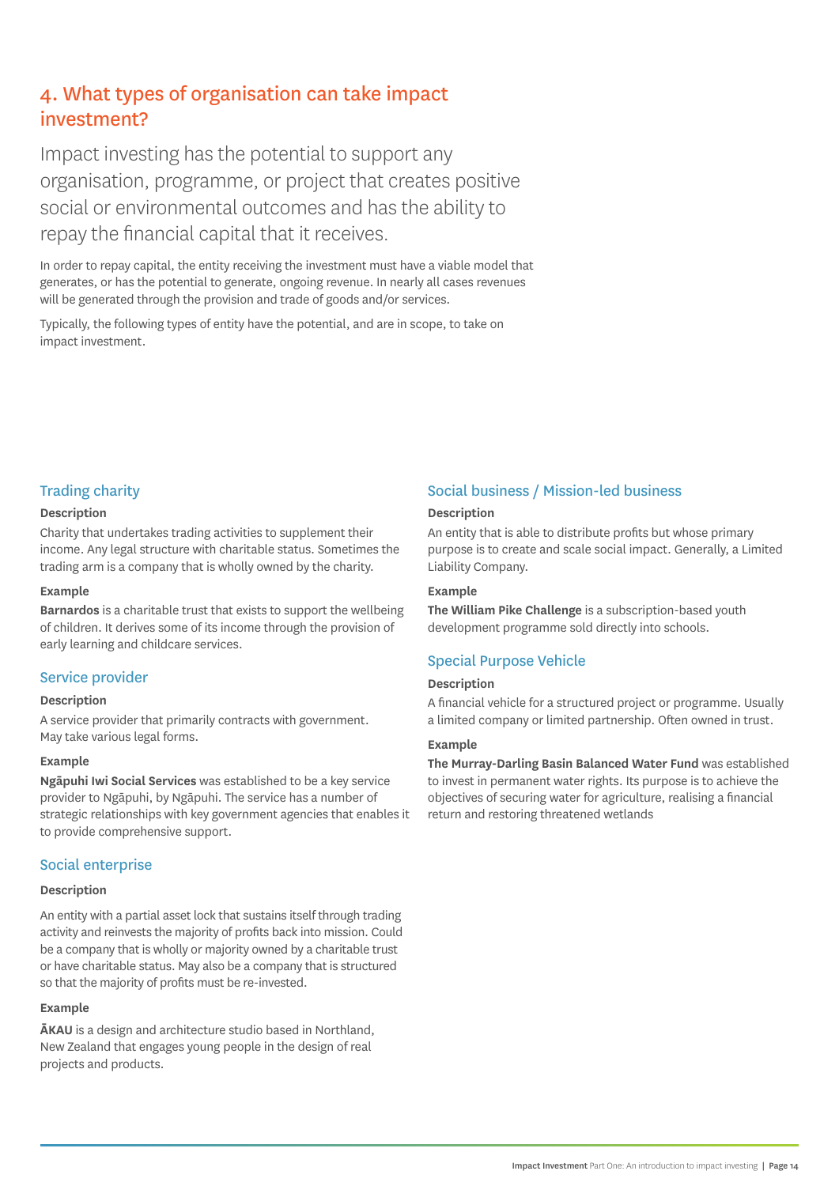## 4. What types of organisation can take impact investment?

Impact investing has the potential to support any organisation, programme, or project that creates positive social or environmental outcomes and has the ability to repay the financial capital that it receives.

In order to repay capital, the entity receiving the investment must have a viable model that generates, or has the potential to generate, ongoing revenue. In nearly all cases revenues will be generated through the provision and trade of goods and/or services.

Typically, the following types of entity have the potential, and are in scope, to take on impact investment.

### Trading charity

**Description**

Charity that undertakes trading activities to supplement their income. Any legal structure with charitable status. Sometimes the trading arm is a company that is wholly owned by the charity.

**Example**

**Barnardos** is a charitable trust that exists to support the wellbeing of children. It derives some of its income through the provision of early learning and childcare services.

### Service provider

**Description**

A service provider that primarily contracts with government. May take various legal forms.

**Example**

**Ngāpuhi Iwi Social Services** was established to be a key service provider to Ngāpuhi, by Ngāpuhi. The service has a number of strategic relationships with key government agencies that enables it to provide comprehensive support.

### Social enterprise

**Description**

An entity with a partial asset lock that sustains itself through trading activity and reinvests the majority of profits back into mission. Could be a company that is wholly or majority owned by a charitable trust or have charitable status. May also be a company that is structured so that the majority of profits must be re-invested.

**Example**

**ĀKAU** is a design and architecture studio based in Northland, New Zealand that engages young people in the design of real projects and products.

### Social business / Mission-led business

**Description**

An entity that is able to distribute profits but whose primary purpose is to create and scale social impact. Generally, a Limited Liability Company.

**Example**

**The William Pike Challenge** is a subscription-based youth development programme sold directly into schools.

### Special Purpose Vehicle

**Description**

A financial vehicle for a structured project or programme. Usually a limited company or limited partnership. Often owned in trust.

**Example**

**The Murray-Darling Basin Balanced Water Fund** was established to invest in permanent water rights. Its purpose is to achieve the objectives of securing water for agriculture, realising a financial return and restoring threatened wetlands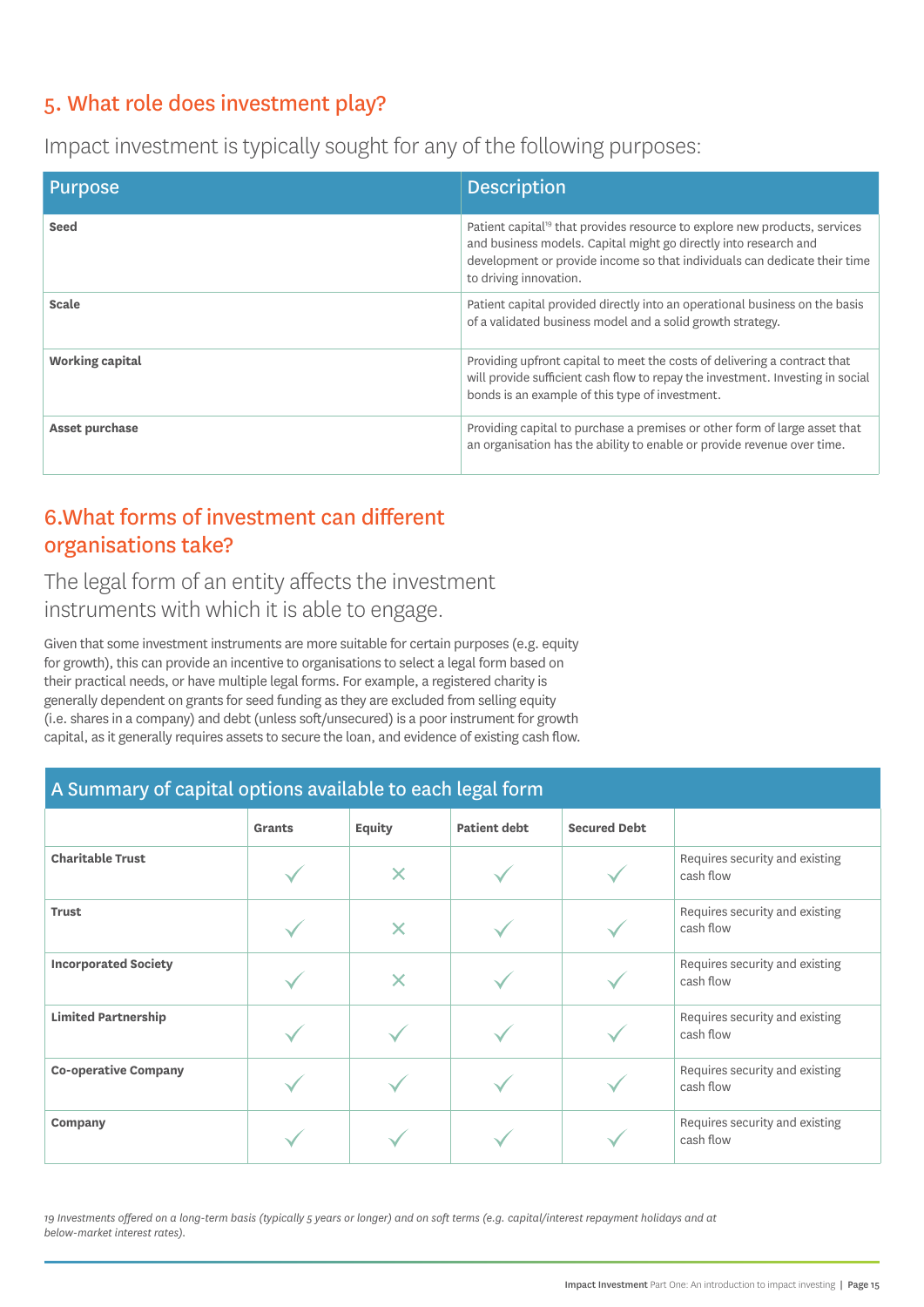## 5. What role does investment play?

Impact investment is typically sought for any of the following purposes:

| Purpose | Description |
|---|---|
| **Seed** | Patient capital[19] that provides resource to explore new products, services and business models. Capital might go directly into research and development or provide income so that individuals can dedicate their time to driving innovation. |
| **Scale** | Patient capital provided directly into an operational business on the basis of a validated business model and a solid growth strategy. |
| **Working capital** | Providing upfront capital to meet the costs of delivering a contract that will provide sufficient cash flow to repay the investment. Investing in social bonds is an example of this type of investment. |
| **Asset purchase** | Providing capital to purchase a premises or other form of large asset that an organisation has the ability to enable or provide revenue over time. |

## 6.What forms of investment can different organisations take?

The legal form of an entity affects the investment instruments with which it is able to engage.

Given that some investment instruments are more suitable for certain purposes (e.g. equity for growth), this can provide an incentive to organisations to select a legal form based on their practical needs, or have multiple legal forms. For example, a registered charity is generally dependent on grants for seed funding as they are excluded from selling equity (i.e. shares in a company) and debt (unless soft/unsecured) is a poor instrument for growth capital, as it generally requires assets to secure the loan, and evidence of existing cash flow.

**A Summary of capital options available to each legal form**

| | Grants | Equity | Patient debt | Secured Debt | |
|---|---|---|---|---|---|
| **Charitable Trust** | ✓ | ✗ | ✓ | ✓ | Requires security and existing cash flow |
| **Trust** | ✓ | ✗ | ✓ | ✓ | Requires security and existing cash flow |
| **Incorporated Society** | ✓ | ✗ | ✓ | ✓ | Requires security and existing cash flow |
| **Limited Partnership** | ✓ | ✓ | ✓ | ✓ | Requires security and existing cash flow |
| **Co-operative Company** | ✓ | ✓ | ✓ | ✓ | Requires security and existing cash flow |
| **Company** | ✓ | ✓ | ✓ | ✓ | Requires security and existing cash flow |

*19 Investments offered on a long-term basis (typically 5 years or longer) and on soft terms (e.g. capital/interest repayment holidays and at below-market interest rates).*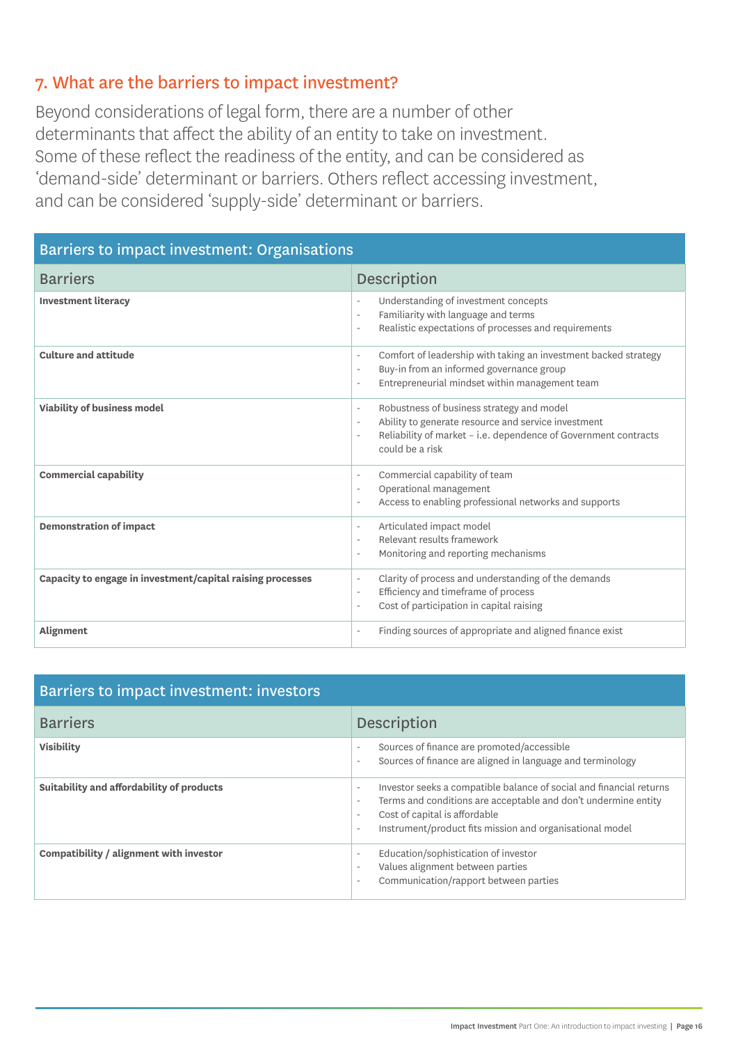## 7. What are the barriers to impact investment?

Beyond considerations of legal form, there are a number of other determinants that affect the ability of an entity to take on investment. Some of these reflect the readiness of the entity, and can be considered as 'demand-side' determinant or barriers. Others reflect accessing investment, and can be considered 'supply-side' determinant or barriers.

**Barriers to impact investment: Organisations**

| Barriers | Description |
|---|---|
| **Investment literacy** | - Understanding of investment concepts<br>- Familiarity with language and terms<br>- Realistic expectations of processes and requirements |
| **Culture and attitude** | - Comfort of leadership with taking an investment backed strategy<br>- Buy-in from an informed governance group<br>- Entrepreneurial mindset within management team |
| **Viability of business model** | - Robustness of business strategy and model<br>- Ability to generate resource and service investment<br>- Reliability of market – i.e. dependence of Government contracts could be a risk |
| **Commercial capability** | - Commercial capability of team<br>- Operational management<br>- Access to enabling professional networks and supports |
| **Demonstration of impact** | - Articulated impact model<br>- Relevant results framework<br>- Monitoring and reporting mechanisms |
| **Capacity to engage in investment/capital raising processes** | - Clarity of process and understanding of the demands<br>- Efficiency and timeframe of process<br>- Cost of participation in capital raising |
| **Alignment** | - Finding sources of appropriate and aligned finance exist |

**Barriers to impact investment: investors**

| Barriers | Description |
|---|---|
| **Visibility** | - Sources of finance are promoted/accessible<br>- Sources of finance are aligned in language and terminology |
| **Suitability and affordability of products** | - Investor seeks a compatible balance of social and financial returns<br>- Terms and conditions are acceptable and don't undermine entity<br>- Cost of capital is affordable<br>- Instrument/product fits mission and organisational model |
| **Compatibility / alignment with investor** | - Education/sophistication of investor<br>- Values alignment between parties<br>- Communication/rapport between parties |